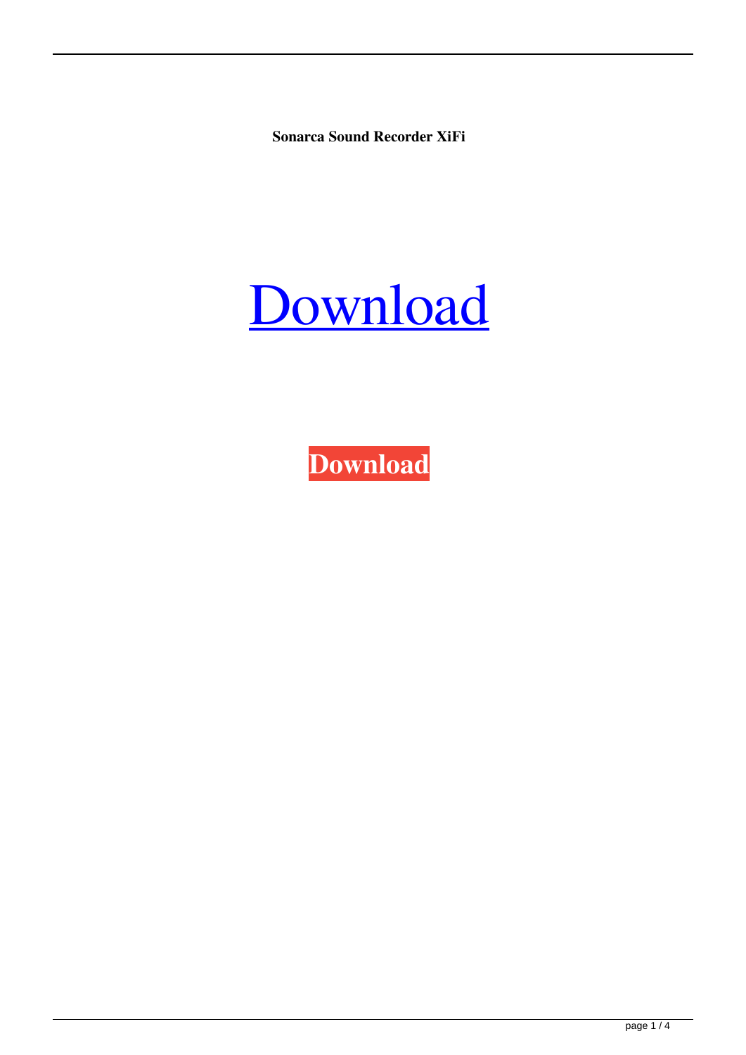**Sonarca Sound Recorder XiFi**

Download

**Download**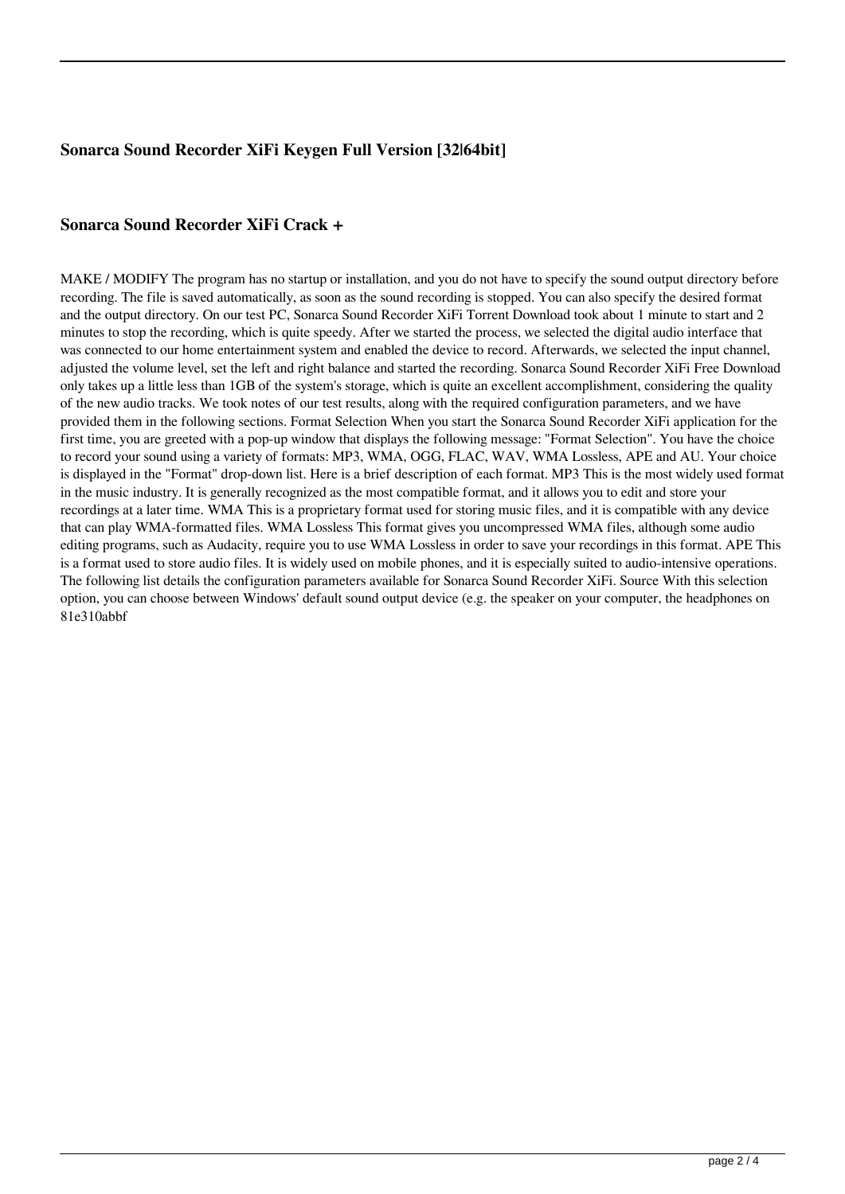### Sonarca Sound Recorder XiFi Keygen Full Version [32|64bit]

### Sonarca Sound Recorder XiFi Crack +

MAKE / MODIFY The program has no startup or installation, and you do not have to specify the sound output directory before recording. The file is saved automatically, as soon as the sound recording is stopped. You can also specify the desired format and the output directory. On our test PC, Sonarca Sound Recorder XiFi Torrent Download took about 1 minute to start and 2 minutes to stop the recording, which is quite speedy. After we started the process, we selected the digital audio interface that was connected to our home entertainment system and enabled the device to record. Afterwards, we selected the input channel, adjusted the volume level, set the left and right balance and started the recording. Sonarca Sound Recorder XiFi Free Download only takes up a little less than 1GB of the system's storage, which is quite an excellent accomplishment, considering the quality of the new audio tracks. We took notes of our test results, along with the required configuration parameters, and we have provided them in the following sections. Format Selection When you start the Sonarca Sound Recorder XiFi application for the first time, you are greeted with a pop-up window that displays the following message: "Format Selection". You have the choice to record your sound using a variety of formats: MP3, WMA, OGG, FLAC, WAV, WMA Lossless, APE and AU. Your choice is displayed in the "Format" drop-down list. Here is a brief description of each format. MP3 This is the most widely used format in the music industry. It is generally recognized as the most compatible format, and it allows you to edit and store your recordings at a later time. WMA This is a proprietary format used for storing music files, and it is compatible with any device that can play WMA-formatted files. WMA Lossless This format gives you uncompressed WMA files, although some audio editing programs, such as Audacity, require you to use WMA Lossless in order to save your recordings in this format. APE This is a format used to store audio files. It is widely used on mobile phones, and it is especially suited to audio-intensive operations. The following list details the configuration parameters available for Sonarca Sound Recorder XiFi. Source With this selection option, you can choose between Windows' default sound output device (e.g. the speaker on your computer, the headphones on
81e310abbf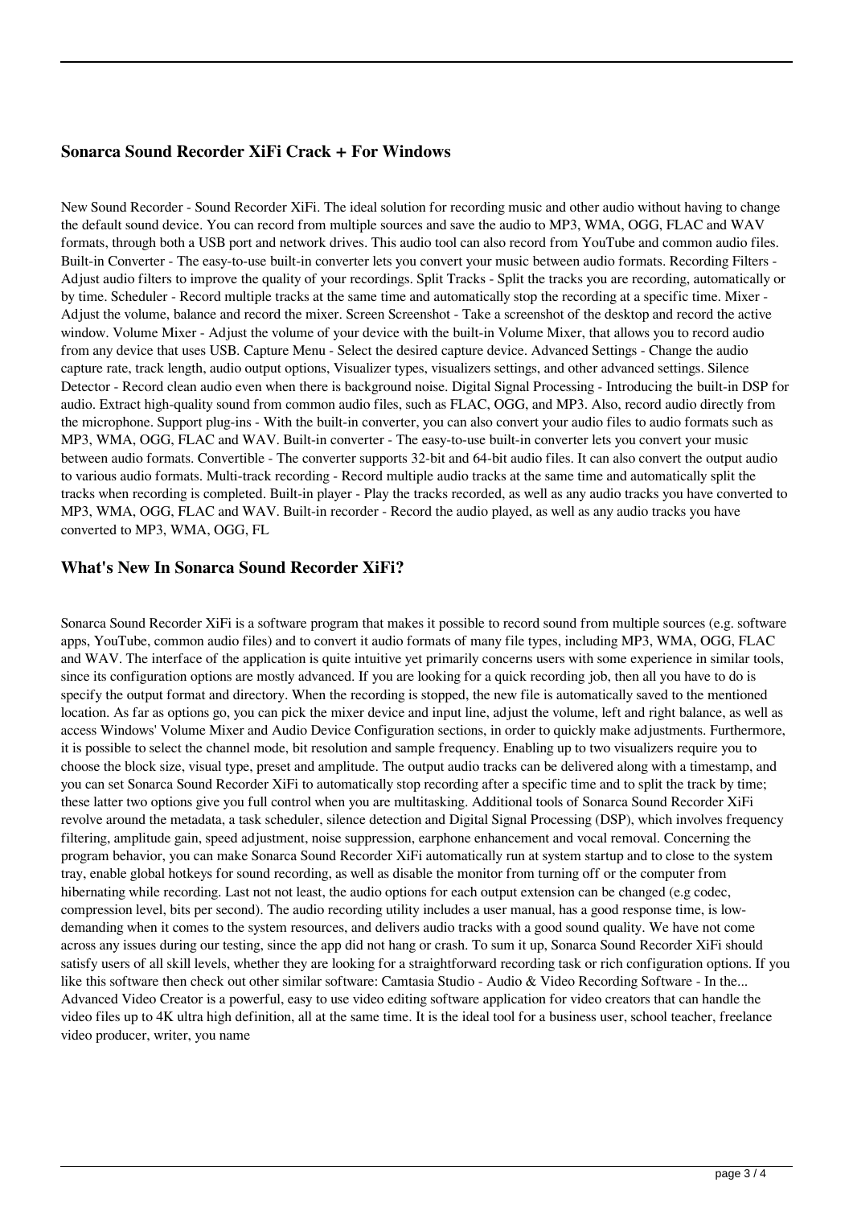### Sonarca Sound Recorder XiFi Crack + For Windows

New Sound Recorder - Sound Recorder XiFi. The ideal solution for recording music and other audio without having to change the default sound device. You can record from multiple sources and save the audio to MP3, WMA, OGG, FLAC and WAV formats, through both a USB port and network drives. This audio tool can also record from YouTube and common audio files. Built-in Converter - The easy-to-use built-in converter lets you convert your music between audio formats. Recording Filters - Adjust audio filters to improve the quality of your recordings. Split Tracks - Split the tracks you are recording, automatically or by time. Scheduler - Record multiple tracks at the same time and automatically stop the recording at a specific time. Mixer - Adjust the volume, balance and record the mixer. Screen Screenshot - Take a screenshot of the desktop and record the active window. Volume Mixer - Adjust the volume of your device with the built-in Volume Mixer, that allows you to record audio from any device that uses USB. Capture Menu - Select the desired capture device. Advanced Settings - Change the audio capture rate, track length, audio output options, Visualizer types, visualizers settings, and other advanced settings. Silence Detector - Record clean audio even when there is background noise. Digital Signal Processing - Introducing the built-in DSP for audio. Extract high-quality sound from common audio files, such as FLAC, OGG, and MP3. Also, record audio directly from the microphone. Support plug-ins - With the built-in converter, you can also convert your audio files to audio formats such as MP3, WMA, OGG, FLAC and WAV. Built-in converter - The easy-to-use built-in converter lets you convert your music between audio formats. Convertible - The converter supports 32-bit and 64-bit audio files. It can also convert the output audio to various audio formats. Multi-track recording - Record multiple audio tracks at the same time and automatically split the tracks when recording is completed. Built-in player - Play the tracks recorded, as well as any audio tracks you have converted to MP3, WMA, OGG, FLAC and WAV. Built-in recorder - Record the audio played, as well as any audio tracks you have converted to MP3, WMA, OGG, FL

### What's New In Sonarca Sound Recorder XiFi?

Sonarca Sound Recorder XiFi is a software program that makes it possible to record sound from multiple sources (e.g. software apps, YouTube, common audio files) and to convert it audio formats of many file types, including MP3, WMA, OGG, FLAC and WAV. The interface of the application is quite intuitive yet primarily concerns users with some experience in similar tools, since its configuration options are mostly advanced. If you are looking for a quick recording job, then all you have to do is specify the output format and directory. When the recording is stopped, the new file is automatically saved to the mentioned location. As far as options go, you can pick the mixer device and input line, adjust the volume, left and right balance, as well as access Windows' Volume Mixer and Audio Device Configuration sections, in order to quickly make adjustments. Furthermore, it is possible to select the channel mode, bit resolution and sample frequency. Enabling up to two visualizers require you to choose the block size, visual type, preset and amplitude. The output audio tracks can be delivered along with a timestamp, and you can set Sonarca Sound Recorder XiFi to automatically stop recording after a specific time and to split the track by time; these latter two options give you full control when you are multitasking. Additional tools of Sonarca Sound Recorder XiFi revolve around the metadata, a task scheduler, silence detection and Digital Signal Processing (DSP), which involves frequency filtering, amplitude gain, speed adjustment, noise suppression, earphone enhancement and vocal removal. Concerning the program behavior, you can make Sonarca Sound Recorder XiFi automatically run at system startup and to close to the system tray, enable global hotkeys for sound recording, as well as disable the monitor from turning off or the computer from hibernating while recording. Last not not least, the audio options for each output extension can be changed (e.g codec, compression level, bits per second). The audio recording utility includes a user manual, has a good response time, is low-demanding when it comes to the system resources, and delivers audio tracks with a good sound quality. We have not come across any issues during our testing, since the app did not hang or crash. To sum it up, Sonarca Sound Recorder XiFi should satisfy users of all skill levels, whether they are looking for a straightforward recording task or rich configuration options. If you like this software then check out other similar software: Camtasia Studio - Audio & Video Recording Software - In the... Advanced Video Creator is a powerful, easy to use video editing software application for video creators that can handle the video files up to 4K ultra high definition, all at the same time. It is the ideal tool for a business user, school teacher, freelance video producer, writer, you name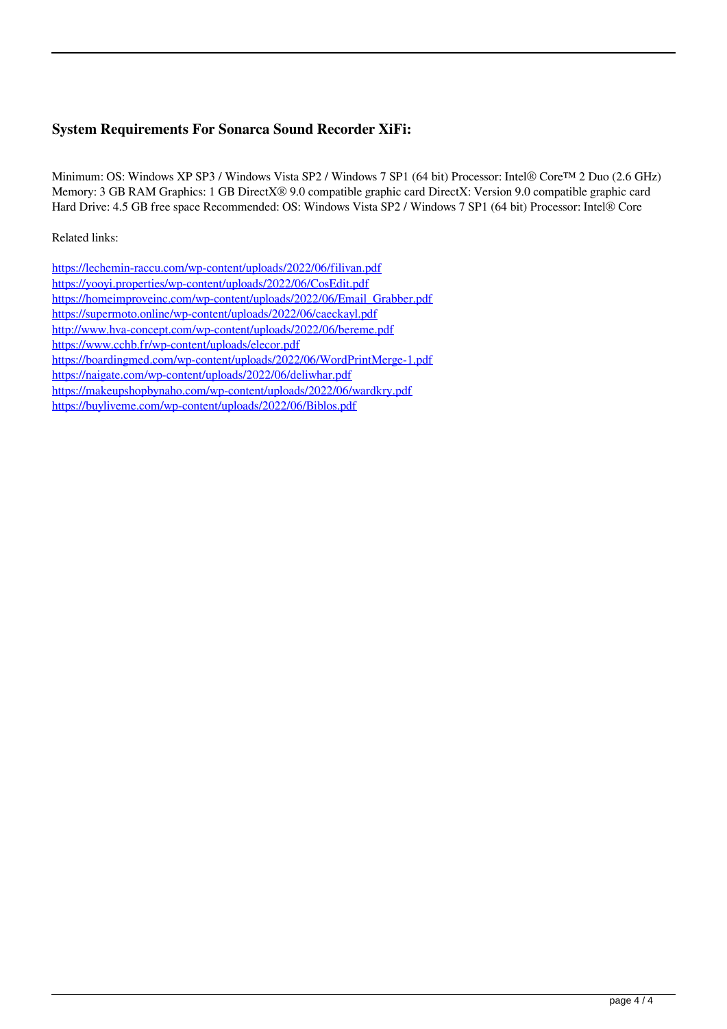### System Requirements For Sonarca Sound Recorder XiFi:

Minimum: OS: Windows XP SP3 / Windows Vista SP2 / Windows 7 SP1 (64 bit) Processor: Intel® Core™ 2 Duo (2.6 GHz) Memory: 3 GB RAM Graphics: 1 GB DirectX® 9.0 compatible graphic card DirectX: Version 9.0 compatible graphic card Hard Drive: 4.5 GB free space Recommended: OS: Windows Vista SP2 / Windows 7 SP1 (64 bit) Processor: Intel® Core

Related links:

https://lechemin-raccu.com/wp-content/uploads/2022/06/filivan.pdf
https://yooyi.properties/wp-content/uploads/2022/06/CosEdit.pdf
https://homeimproveinc.com/wp-content/uploads/2022/06/Email_Grabber.pdf
https://supermoto.online/wp-content/uploads/2022/06/caeckayl.pdf
http://www.hva-concept.com/wp-content/uploads/2022/06/bereme.pdf
https://www.cchb.fr/wp-content/uploads/elecor.pdf
https://boardingmed.com/wp-content/uploads/2022/06/WordPrintMerge-1.pdf
https://naigate.com/wp-content/uploads/2022/06/deliwhar.pdf
https://makeupshopbynaho.com/wp-content/uploads/2022/06/wardkry.pdf
https://buyliveme.com/wp-content/uploads/2022/06/Biblos.pdf